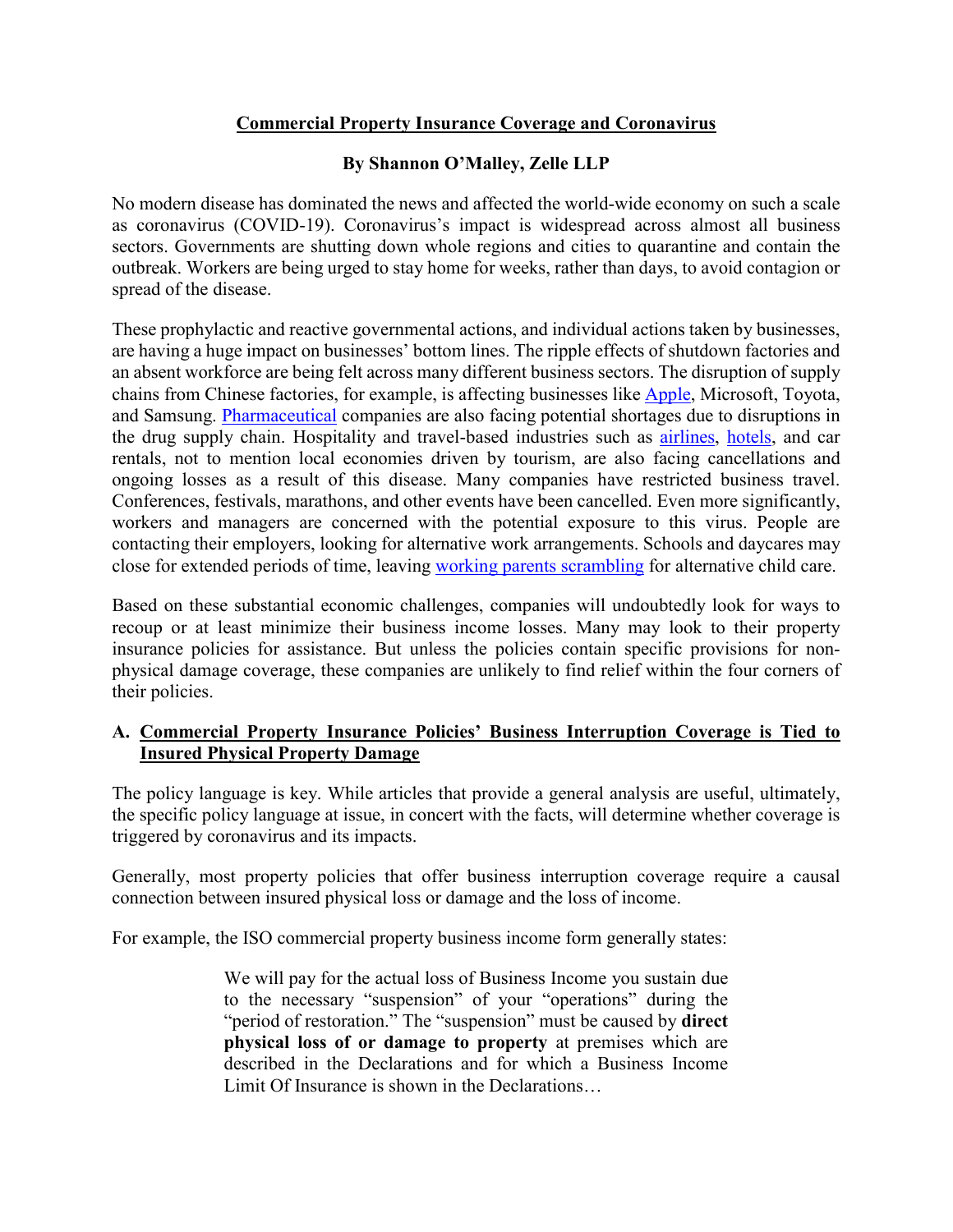# Commercial Property Insurance Coverage and Coronavirus

**By Shannon O'Malley, Zelle LLP**

No modern disease has dominated the news and affected the world-wide economy on such a scale as coronavirus (COVID-19). Coronavirus's impact is widespread across almost all business sectors. Governments are shutting down whole regions and cities to quarantine and contain the outbreak. Workers are being urged to stay home for weeks, rather than days, to avoid contagion or spread of the disease.

These prophylactic and reactive governmental actions, and individual actions taken by businesses, are having a huge impact on businesses' bottom lines. The ripple effects of shutdown factories and an absent workforce are being felt across many different business sectors. The disruption of supply chains from Chinese factories, for example, is affecting businesses like Apple, Microsoft, Toyota, and Samsung. Pharmaceutical companies are also facing potential shortages due to disruptions in the drug supply chain. Hospitality and travel-based industries such as airlines, hotels, and car rentals, not to mention local economies driven by tourism, are also facing cancellations and ongoing losses as a result of this disease. Many companies have restricted business travel. Conferences, festivals, marathons, and other events have been cancelled. Even more significantly, workers and managers are concerned with the potential exposure to this virus. People are contacting their employers, looking for alternative work arrangements. Schools and daycares may close for extended periods of time, leaving working parents scrambling for alternative child care.

Based on these substantial economic challenges, companies will undoubtedly look for ways to recoup or at least minimize their business income losses. Many may look to their property insurance policies for assistance. But unless the policies contain specific provisions for non-physical damage coverage, these companies are unlikely to find relief within the four corners of their policies.

## A. Commercial Property Insurance Policies' Business Interruption Coverage is Tied to Insured Physical Property Damage

The policy language is key. While articles that provide a general analysis are useful, ultimately, the specific policy language at issue, in concert with the facts, will determine whether coverage is triggered by coronavirus and its impacts.

Generally, most property policies that offer business interruption coverage require a causal connection between insured physical loss or damage and the loss of income.

For example, the ISO commercial property business income form generally states:

> We will pay for the actual loss of Business Income you sustain due to the necessary "suspension" of your "operations" during the "period of restoration." The "suspension" must be caused by **direct physical loss of or damage to property** at premises which are described in the Declarations and for which a Business Income Limit Of Insurance is shown in the Declarations…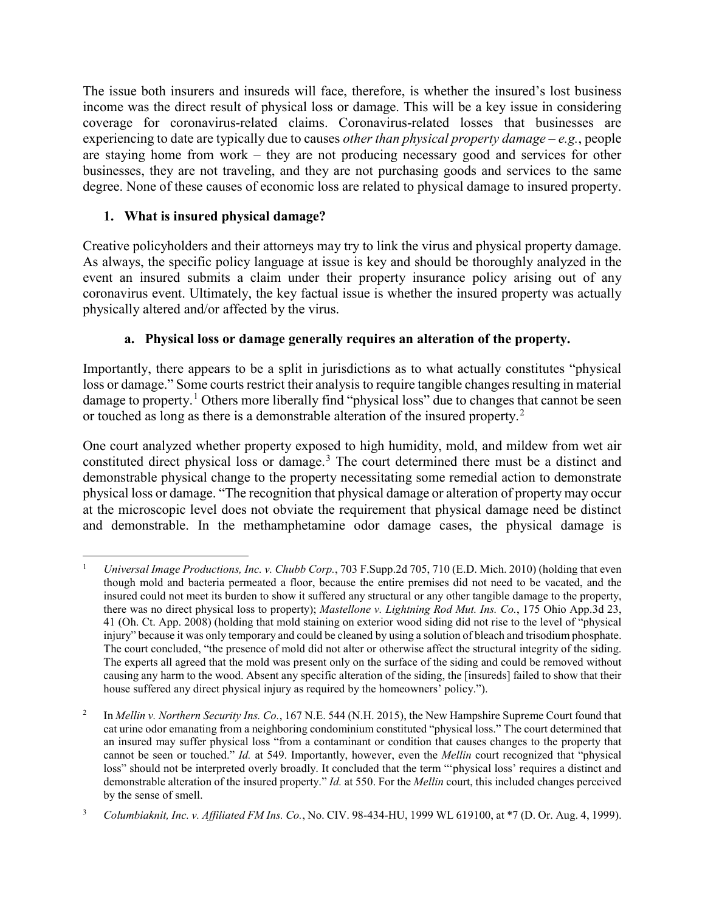The issue both insurers and insureds will face, therefore, is whether the insured's lost business income was the direct result of physical loss or damage. This will be a key issue in considering coverage for coronavirus-related claims. Coronavirus-related losses that businesses are experiencing to date are typically due to causes *other than physical property damage* – *e.g.*, people are staying home from work – they are not producing necessary good and services for other businesses, they are not traveling, and they are not purchasing goods and services to the same degree. None of these causes of economic loss are related to physical damage to insured property.

### 1. What is insured physical damage?

Creative policyholders and their attorneys may try to link the virus and physical property damage. As always, the specific policy language at issue is key and should be thoroughly analyzed in the event an insured submits a claim under their property insurance policy arising out of any coronavirus event. Ultimately, the key factual issue is whether the insured property was actually physically altered and/or affected by the virus.

#### a. Physical loss or damage generally requires an alteration of the property.

Importantly, there appears to be a split in jurisdictions as to what actually constitutes "physical loss or damage." Some courts restrict their analysis to require tangible changes resulting in material damage to property.[1] Others more liberally find "physical loss" due to changes that cannot be seen or touched as long as there is a demonstrable alteration of the insured property.[2]

One court analyzed whether property exposed to high humidity, mold, and mildew from wet air constituted direct physical loss or damage.[3] The court determined there must be a distinct and demonstrable physical change to the property necessitating some remedial action to demonstrate physical loss or damage. "The recognition that physical damage or alteration of property may occur at the microscopic level does not obviate the requirement that physical damage need be distinct and demonstrable. In the methamphetamine odor damage cases, the physical damage is

---

[1] *Universal Image Productions, Inc. v. Chubb Corp.*, 703 F.Supp.2d 705, 710 (E.D. Mich. 2010) (holding that even though mold and bacteria permeated a floor, because the entire premises did not need to be vacated, and the insured could not meet its burden to show it suffered any structural or any other tangible damage to the property, there was no direct physical loss to property); *Mastellone v. Lightning Rod Mut. Ins. Co.*, 175 Ohio App.3d 23, 41 (Oh. Ct. App. 2008) (holding that mold staining on exterior wood siding did not rise to the level of "physical injury" because it was only temporary and could be cleaned by using a solution of bleach and trisodium phosphate. The court concluded, "the presence of mold did not alter or otherwise affect the structural integrity of the siding. The experts all agreed that the mold was present only on the surface of the siding and could be removed without causing any harm to the wood. Absent any specific alteration of the siding, the [insureds] failed to show that their house suffered any direct physical injury as required by the homeowners' policy.").

[2] In *Mellin v. Northern Security Ins. Co.*, 167 N.E. 544 (N.H. 2015), the New Hampshire Supreme Court found that cat urine odor emanating from a neighboring condominium constituted "physical loss." The court determined that an insured may suffer physical loss "from a contaminant or condition that causes changes to the property that cannot be seen or touched." *Id.* at 549. Importantly, however, even the *Mellin* court recognized that "physical loss" should not be interpreted overly broadly. It concluded that the term "'physical loss' requires a distinct and demonstrable alteration of the insured property." *Id.* at 550. For the *Mellin* court, this included changes perceived by the sense of smell.

[3] *Columbiaknit, Inc. v. Affiliated FM Ins. Co.*, No. CIV. 98-434-HU, 1999 WL 619100, at *7 (D. Or. Aug. 4, 1999).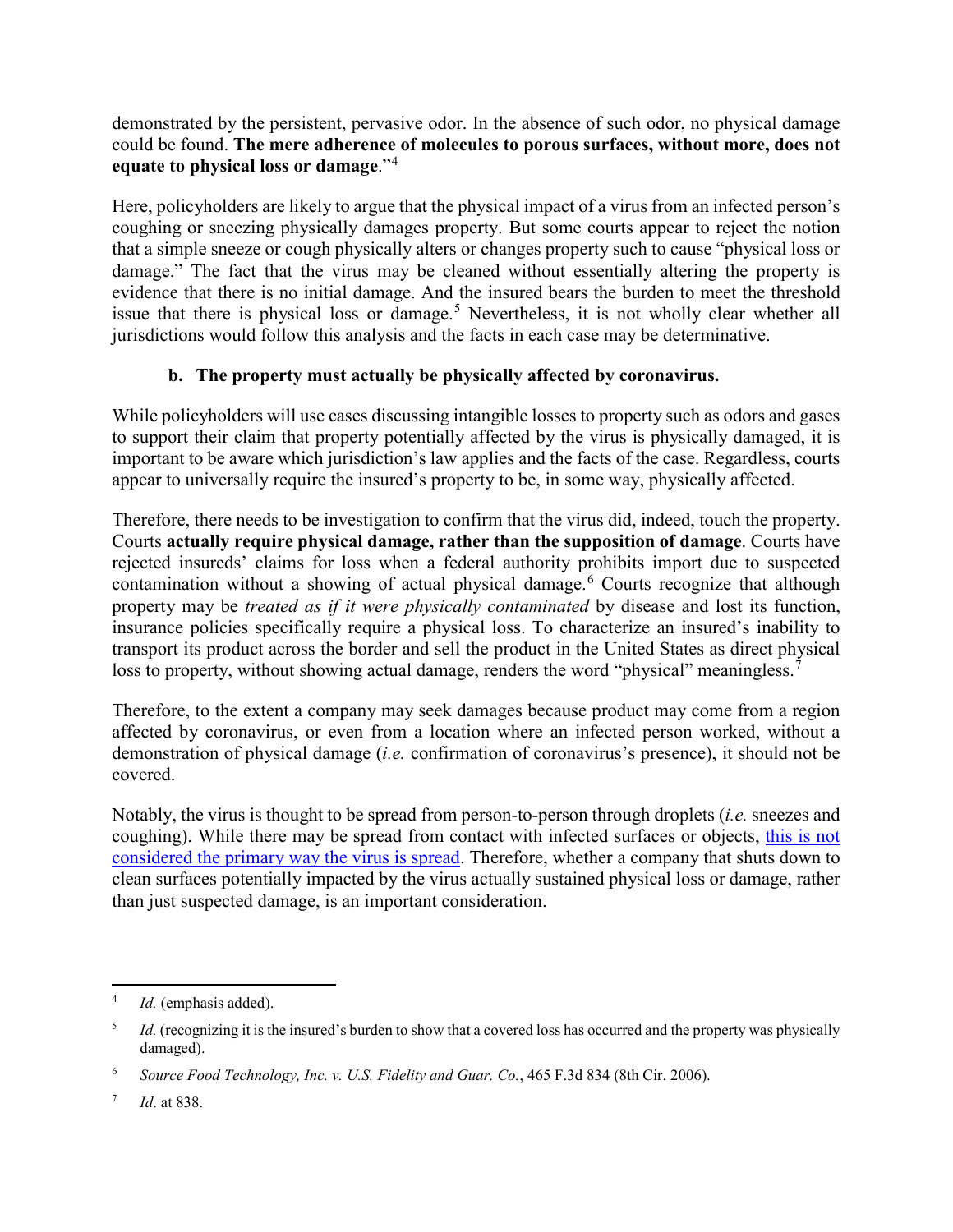demonstrated by the persistent, pervasive odor. In the absence of such odor, no physical damage could be found. **The mere adherence of molecules to porous surfaces, without more, does not equate to physical loss or damage**."[4]

Here, policyholders are likely to argue that the physical impact of a virus from an infected person's coughing or sneezing physically damages property. But some courts appear to reject the notion that a simple sneeze or cough physically alters or changes property such to cause "physical loss or damage." The fact that the virus may be cleaned without essentially altering the property is evidence that there is no initial damage. And the insured bears the burden to meet the threshold issue that there is physical loss or damage.[5] Nevertheless, it is not wholly clear whether all jurisdictions would follow this analysis and the facts in each case may be determinative.

**b. The property must actually be physically affected by coronavirus.**

While policyholders will use cases discussing intangible losses to property such as odors and gases to support their claim that property potentially affected by the virus is physically damaged, it is important to be aware which jurisdiction's law applies and the facts of the case. Regardless, courts appear to universally require the insured's property to be, in some way, physically affected.

Therefore, there needs to be investigation to confirm that the virus did, indeed, touch the property. Courts **actually require physical damage, rather than the supposition of damage**. Courts have rejected insureds' claims for loss when a federal authority prohibits import due to suspected contamination without a showing of actual physical damage.[6] Courts recognize that although property may be *treated as if it were physically contaminated* by disease and lost its function, insurance policies specifically require a physical loss. To characterize an insured's inability to transport its product across the border and sell the product in the United States as direct physical loss to property, without showing actual damage, renders the word "physical" meaningless.[7]

Therefore, to the extent a company may seek damages because product may come from a region affected by coronavirus, or even from a location where an infected person worked, without a demonstration of physical damage (*i.e.* confirmation of coronavirus's presence), it should not be covered.

Notably, the virus is thought to be spread from person-to-person through droplets (*i.e.* sneezes and coughing). While there may be spread from contact with infected surfaces or objects, this is not considered the primary way the virus is spread. Therefore, whether a company that shuts down to clean surfaces potentially impacted by the virus actually sustained physical loss or damage, rather than just suspected damage, is an important consideration.

---

[4] *Id.* (emphasis added).

[5] *Id.* (recognizing it is the insured's burden to show that a covered loss has occurred and the property was physically damaged).

[6] *Source Food Technology, Inc. v. U.S. Fidelity and Guar. Co.*, 465 F.3d 834 (8th Cir. 2006).

[7] *Id*. at 838.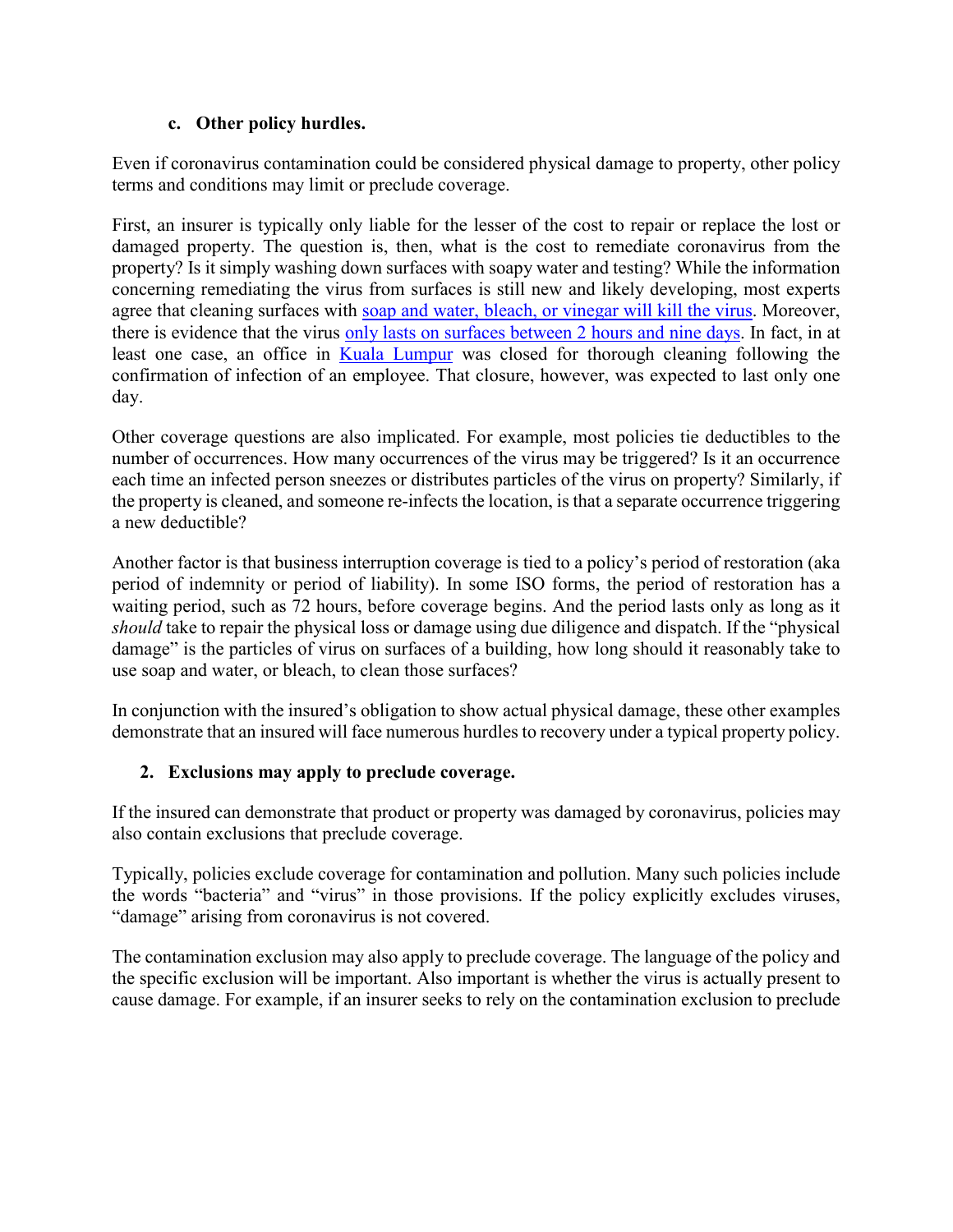### c. Other policy hurdles.

Even if coronavirus contamination could be considered physical damage to property, other policy terms and conditions may limit or preclude coverage.

First, an insurer is typically only liable for the lesser of the cost to repair or replace the lost or damaged property. The question is, then, what is the cost to remediate coronavirus from the property? Is it simply washing down surfaces with soapy water and testing? While the information concerning remediating the virus from surfaces is still new and likely developing, most experts agree that cleaning surfaces with soap and water, bleach, or vinegar will kill the virus. Moreover, there is evidence that the virus only lasts on surfaces between 2 hours and nine days. In fact, in at least one case, an office in Kuala Lumpur was closed for thorough cleaning following the confirmation of infection of an employee. That closure, however, was expected to last only one day.

Other coverage questions are also implicated. For example, most policies tie deductibles to the number of occurrences. How many occurrences of the virus may be triggered? Is it an occurrence each time an infected person sneezes or distributes particles of the virus on property? Similarly, if the property is cleaned, and someone re-infects the location, is that a separate occurrence triggering a new deductible?

Another factor is that business interruption coverage is tied to a policy's period of restoration (aka period of indemnity or period of liability). In some ISO forms, the period of restoration has a waiting period, such as 72 hours, before coverage begins. And the period lasts only as long as it *should* take to repair the physical loss or damage using due diligence and dispatch. If the "physical damage" is the particles of virus on surfaces of a building, how long should it reasonably take to use soap and water, or bleach, to clean those surfaces?

In conjunction with the insured's obligation to show actual physical damage, these other examples demonstrate that an insured will face numerous hurdles to recovery under a typical property policy.

## 2. Exclusions may apply to preclude coverage.

If the insured can demonstrate that product or property was damaged by coronavirus, policies may also contain exclusions that preclude coverage.

Typically, policies exclude coverage for contamination and pollution. Many such policies include the words "bacteria" and "virus" in those provisions. If the policy explicitly excludes viruses, "damage" arising from coronavirus is not covered.

The contamination exclusion may also apply to preclude coverage. The language of the policy and the specific exclusion will be important. Also important is whether the virus is actually present to cause damage. For example, if an insurer seeks to rely on the contamination exclusion to preclude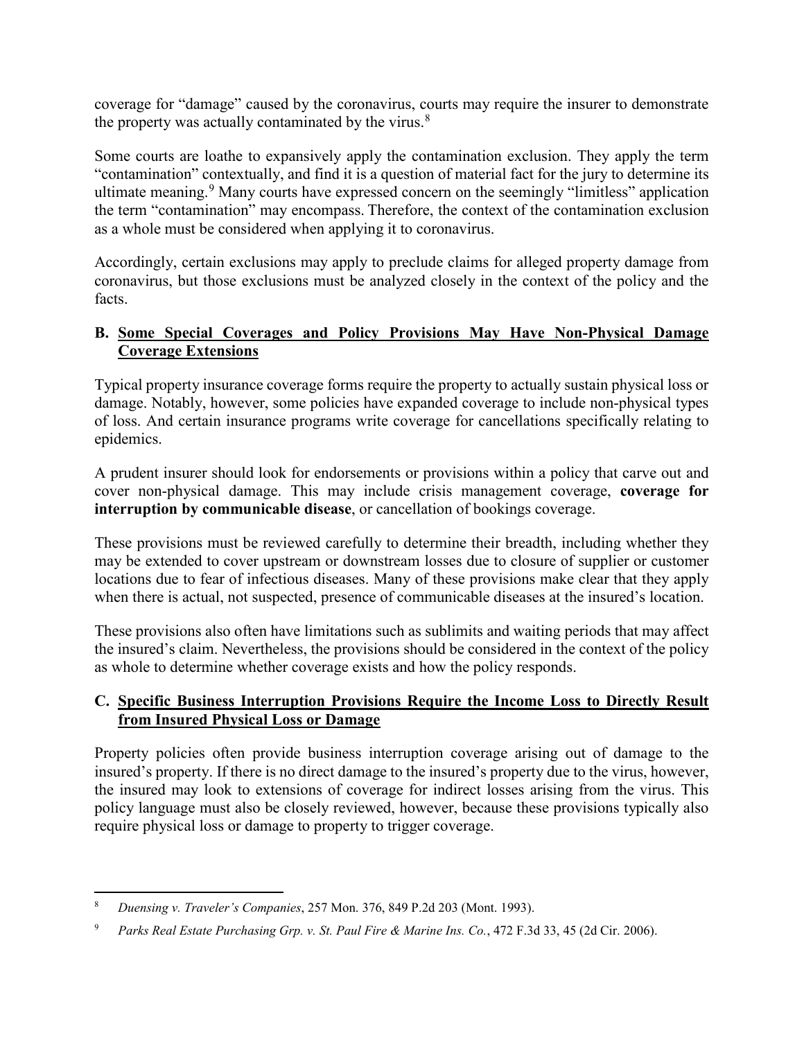coverage for "damage" caused by the coronavirus, courts may require the insurer to demonstrate the property was actually contaminated by the virus.[8]

Some courts are loathe to expansively apply the contamination exclusion. They apply the term "contamination" contextually, and find it is a question of material fact for the jury to determine its ultimate meaning.[9] Many courts have expressed concern on the seemingly "limitless" application the term "contamination" may encompass. Therefore, the context of the contamination exclusion as a whole must be considered when applying it to coronavirus.

Accordingly, certain exclusions may apply to preclude claims for alleged property damage from coronavirus, but those exclusions must be analyzed closely in the context of the policy and the facts.

### B. Some Special Coverages and Policy Provisions May Have Non-Physical Damage Coverage Extensions

Typical property insurance coverage forms require the property to actually sustain physical loss or damage. Notably, however, some policies have expanded coverage to include non-physical types of loss. And certain insurance programs write coverage for cancellations specifically relating to epidemics.

A prudent insurer should look for endorsements or provisions within a policy that carve out and cover non-physical damage. This may include crisis management coverage, **coverage for interruption by communicable disease**, or cancellation of bookings coverage.

These provisions must be reviewed carefully to determine their breadth, including whether they may be extended to cover upstream or downstream losses due to closure of supplier or customer locations due to fear of infectious diseases. Many of these provisions make clear that they apply when there is actual, not suspected, presence of communicable diseases at the insured's location.

These provisions also often have limitations such as sublimits and waiting periods that may affect the insured's claim. Nevertheless, the provisions should be considered in the context of the policy as whole to determine whether coverage exists and how the policy responds.

### C. Specific Business Interruption Provisions Require the Income Loss to Directly Result from Insured Physical Loss or Damage

Property policies often provide business interruption coverage arising out of damage to the insured's property. If there is no direct damage to the insured's property due to the virus, however, the insured may look to extensions of coverage for indirect losses arising from the virus. This policy language must also be closely reviewed, however, because these provisions typically also require physical loss or damage to property to trigger coverage.

---

[8] *Duensing v. Traveler's Companies*, 257 Mon. 376, 849 P.2d 203 (Mont. 1993).

[9] *Parks Real Estate Purchasing Grp. v. St. Paul Fire & Marine Ins. Co.*, 472 F.3d 33, 45 (2d Cir. 2006).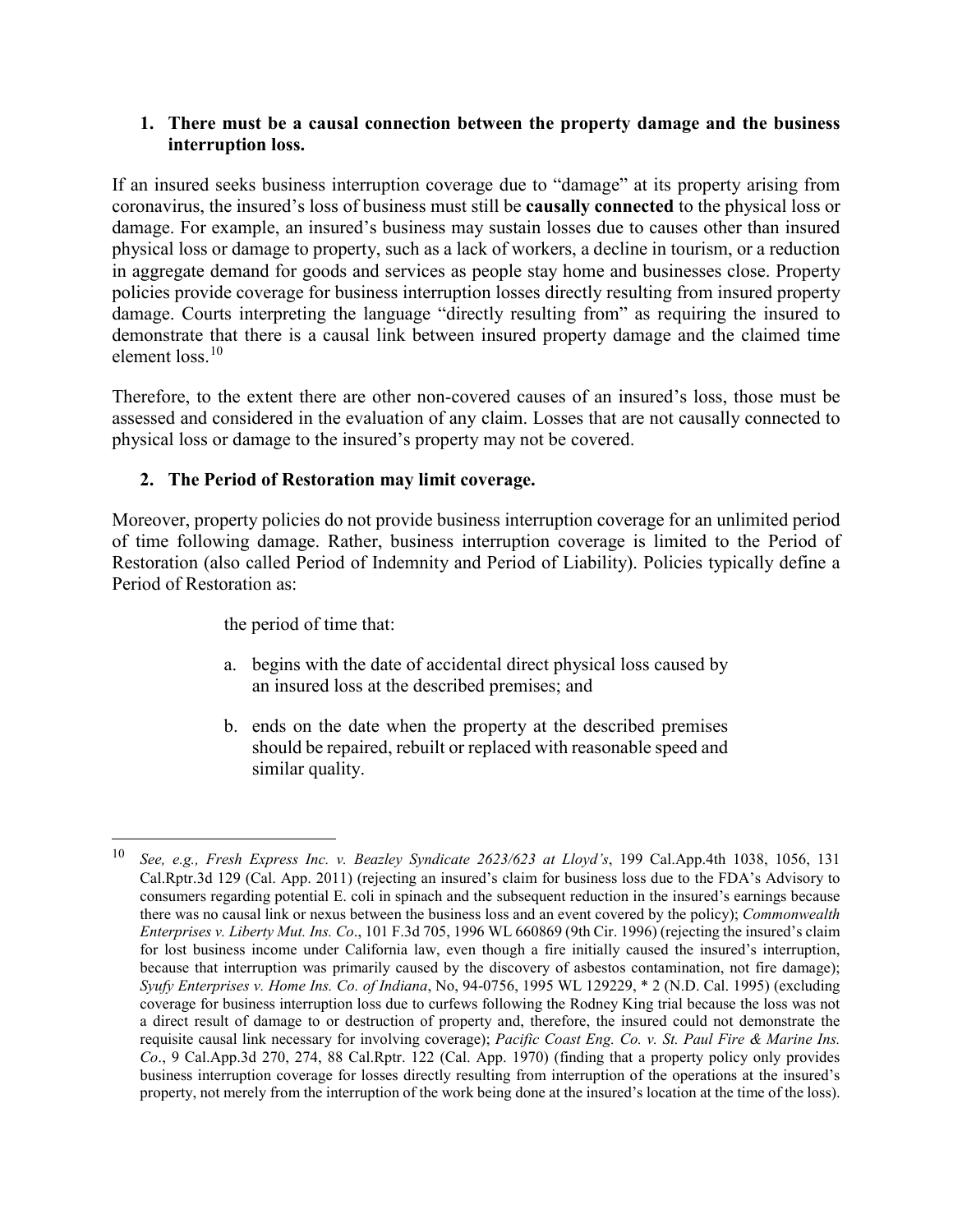### 1. There must be a causal connection between the property damage and the business interruption loss.

If an insured seeks business interruption coverage due to "damage" at its property arising from coronavirus, the insured's loss of business must still be **causally connected** to the physical loss or damage. For example, an insured's business may sustain losses due to causes other than insured physical loss or damage to property, such as a lack of workers, a decline in tourism, or a reduction in aggregate demand for goods and services as people stay home and businesses close. Property policies provide coverage for business interruption losses directly resulting from insured property damage. Courts interpreting the language "directly resulting from" as requiring the insured to demonstrate that there is a causal link between insured property damage and the claimed time element loss.[10]

Therefore, to the extent there are other non-covered causes of an insured's loss, those must be assessed and considered in the evaluation of any claim. Losses that are not causally connected to physical loss or damage to the insured's property may not be covered.

### 2. The Period of Restoration may limit coverage.

Moreover, property policies do not provide business interruption coverage for an unlimited period of time following damage. Rather, business interruption coverage is limited to the Period of Restoration (also called Period of Indemnity and Period of Liability). Policies typically define a Period of Restoration as:

> the period of time that:
>
> a. begins with the date of accidental direct physical loss caused by an insured loss at the described premises; and
>
> b. ends on the date when the property at the described premises should be repaired, rebuilt or replaced with reasonable speed and similar quality.

---

[10] *See, e.g., Fresh Express Inc. v. Beazley Syndicate 2623/623 at Lloyd's*, 199 Cal.App.4th 1038, 1056, 131 Cal.Rptr.3d 129 (Cal. App. 2011) (rejecting an insured's claim for business loss due to the FDA's Advisory to consumers regarding potential E. coli in spinach and the subsequent reduction in the insured's earnings because there was no causal link or nexus between the business loss and an event covered by the policy); *Commonwealth Enterprises v. Liberty Mut. Ins. Co*., 101 F.3d 705, 1996 WL 660869 (9th Cir. 1996) (rejecting the insured's claim for lost business income under California law, even though a fire initially caused the insured's interruption, because that interruption was primarily caused by the discovery of asbestos contamination, not fire damage); *Syufy Enterprises v. Home Ins. Co. of Indiana*, No, 94-0756, 1995 WL 129229, * 2 (N.D. Cal. 1995) (excluding coverage for business interruption loss due to curfews following the Rodney King trial because the loss was not a direct result of damage to or destruction of property and, therefore, the insured could not demonstrate the requisite causal link necessary for involving coverage); *Pacific Coast Eng. Co. v. St. Paul Fire & Marine Ins. Co*., 9 Cal.App.3d 270, 274, 88 Cal.Rptr. 122 (Cal. App. 1970) (finding that a property policy only provides business interruption coverage for losses directly resulting from interruption of the operations at the insured's property, not merely from the interruption of the work being done at the insured's location at the time of the loss).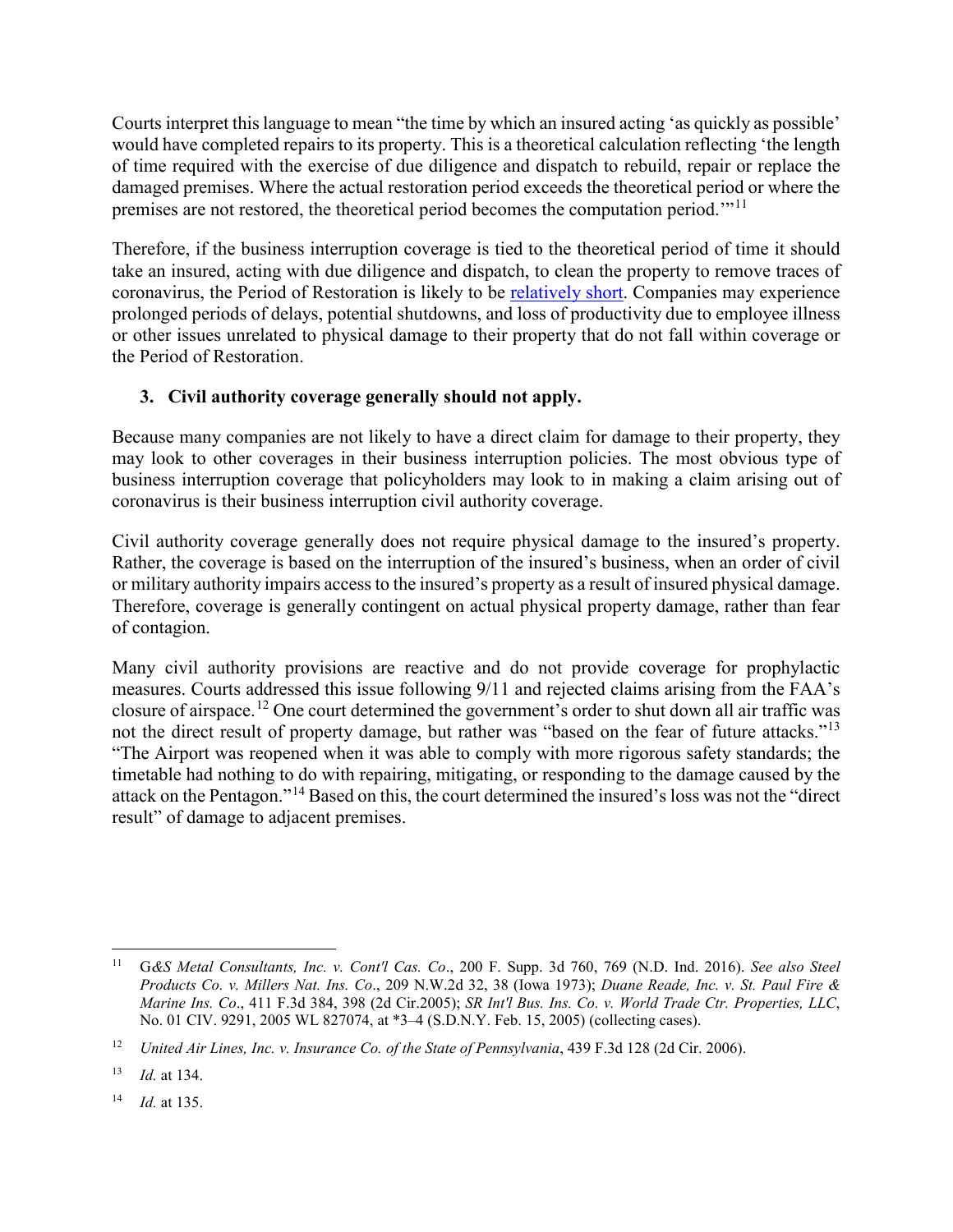Courts interpret this language to mean "the time by which an insured acting 'as quickly as possible' would have completed repairs to its property. This is a theoretical calculation reflecting 'the length of time required with the exercise of due diligence and dispatch to rebuild, repair or replace the damaged premises. Where the actual restoration period exceeds the theoretical period or where the premises are not restored, the theoretical period becomes the computation period.'"[11]

Therefore, if the business interruption coverage is tied to the theoretical period of time it should take an insured, acting with due diligence and dispatch, to clean the property to remove traces of coronavirus, the Period of Restoration is likely to be relatively short. Companies may experience prolonged periods of delays, potential shutdowns, and loss of productivity due to employee illness or other issues unrelated to physical damage to their property that do not fall within coverage or the Period of Restoration.

### 3. Civil authority coverage generally should not apply.

Because many companies are not likely to have a direct claim for damage to their property, they may look to other coverages in their business interruption policies. The most obvious type of business interruption coverage that policyholders may look to in making a claim arising out of coronavirus is their business interruption civil authority coverage.

Civil authority coverage generally does not require physical damage to the insured's property. Rather, the coverage is based on the interruption of the insured's business, when an order of civil or military authority impairs access to the insured's property as a result of insured physical damage. Therefore, coverage is generally contingent on actual physical property damage, rather than fear of contagion.

Many civil authority provisions are reactive and do not provide coverage for prophylactic measures. Courts addressed this issue following 9/11 and rejected claims arising from the FAA's closure of airspace.[12] One court determined the government's order to shut down all air traffic was not the direct result of property damage, but rather was "based on the fear of future attacks."[13] "The Airport was reopened when it was able to comply with more rigorous safety standards; the timetable had nothing to do with repairing, mitigating, or responding to the damage caused by the attack on the Pentagon."[14] Based on this, the court determined the insured's loss was not the "direct result" of damage to adjacent premises.

---

[11] *G&S Metal Consultants, Inc. v. Cont'l Cas. Co*., 200 F. Supp. 3d 760, 769 (N.D. Ind. 2016). *See also Steel Products Co. v. Millers Nat. Ins. Co*., 209 N.W.2d 32, 38 (Iowa 1973); *Duane Reade, Inc. v. St. Paul Fire & Marine Ins. Co*., 411 F.3d 384, 398 (2d Cir.2005); *SR Int'l Bus. Ins. Co. v. World Trade Ctr. Properties, LLC*, No. 01 CIV. 9291, 2005 WL 827074, at *3–4 (S.D.N.Y. Feb. 15, 2005) (collecting cases).

[12] *United Air Lines, Inc. v. Insurance Co. of the State of Pennsylvania*, 439 F.3d 128 (2d Cir. 2006).

[13] *Id.* at 134.

[14] *Id.* at 135.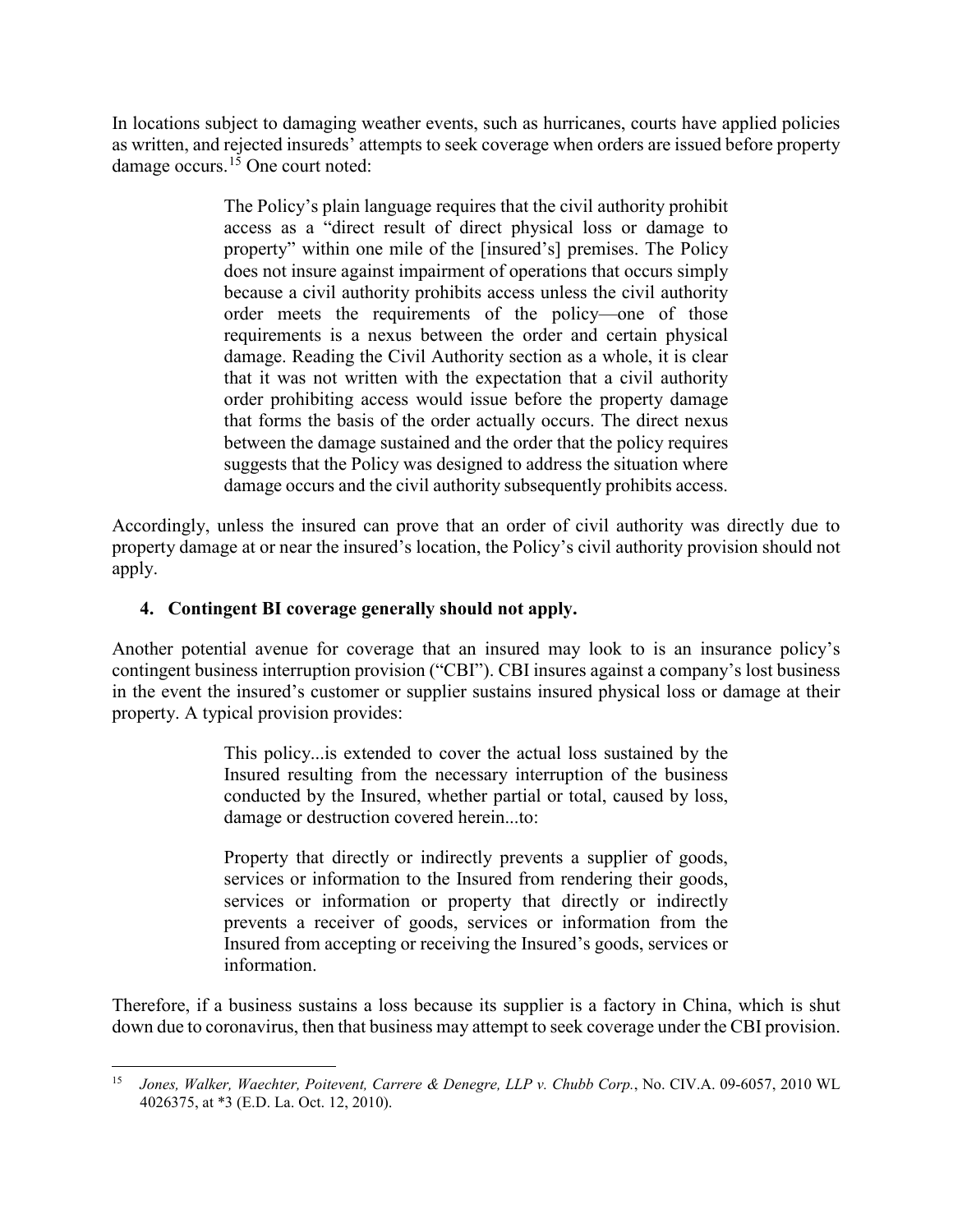In locations subject to damaging weather events, such as hurricanes, courts have applied policies as written, and rejected insureds' attempts to seek coverage when orders are issued before property damage occurs.[15] One court noted:

> The Policy's plain language requires that the civil authority prohibit access as a "direct result of direct physical loss or damage to property" within one mile of the [insured's] premises. The Policy does not insure against impairment of operations that occurs simply because a civil authority prohibits access unless the civil authority order meets the requirements of the policy—one of those requirements is a nexus between the order and certain physical damage. Reading the Civil Authority section as a whole, it is clear that it was not written with the expectation that a civil authority order prohibiting access would issue before the property damage that forms the basis of the order actually occurs. The direct nexus between the damage sustained and the order that the policy requires suggests that the Policy was designed to address the situation where damage occurs and the civil authority subsequently prohibits access.

Accordingly, unless the insured can prove that an order of civil authority was directly due to property damage at or near the insured's location, the Policy's civil authority provision should not apply.

### 4. Contingent BI coverage generally should not apply.

Another potential avenue for coverage that an insured may look to is an insurance policy's contingent business interruption provision ("CBI"). CBI insures against a company's lost business in the event the insured's customer or supplier sustains insured physical loss or damage at their property. A typical provision provides:

> This policy...is extended to cover the actual loss sustained by the Insured resulting from the necessary interruption of the business conducted by the Insured, whether partial or total, caused by loss, damage or destruction covered herein...to:
>
> Property that directly or indirectly prevents a supplier of goods, services or information to the Insured from rendering their goods, services or information or property that directly or indirectly prevents a receiver of goods, services or information from the Insured from accepting or receiving the Insured's goods, services or information.

Therefore, if a business sustains a loss because its supplier is a factory in China, which is shut down due to coronavirus, then that business may attempt to seek coverage under the CBI provision.

---

[15] *Jones, Walker, Waechter, Poitevent, Carrere & Denegre, LLP v. Chubb Corp.*, No. CIV.A. 09-6057, 2010 WL 4026375, at *3 (E.D. La. Oct. 12, 2010).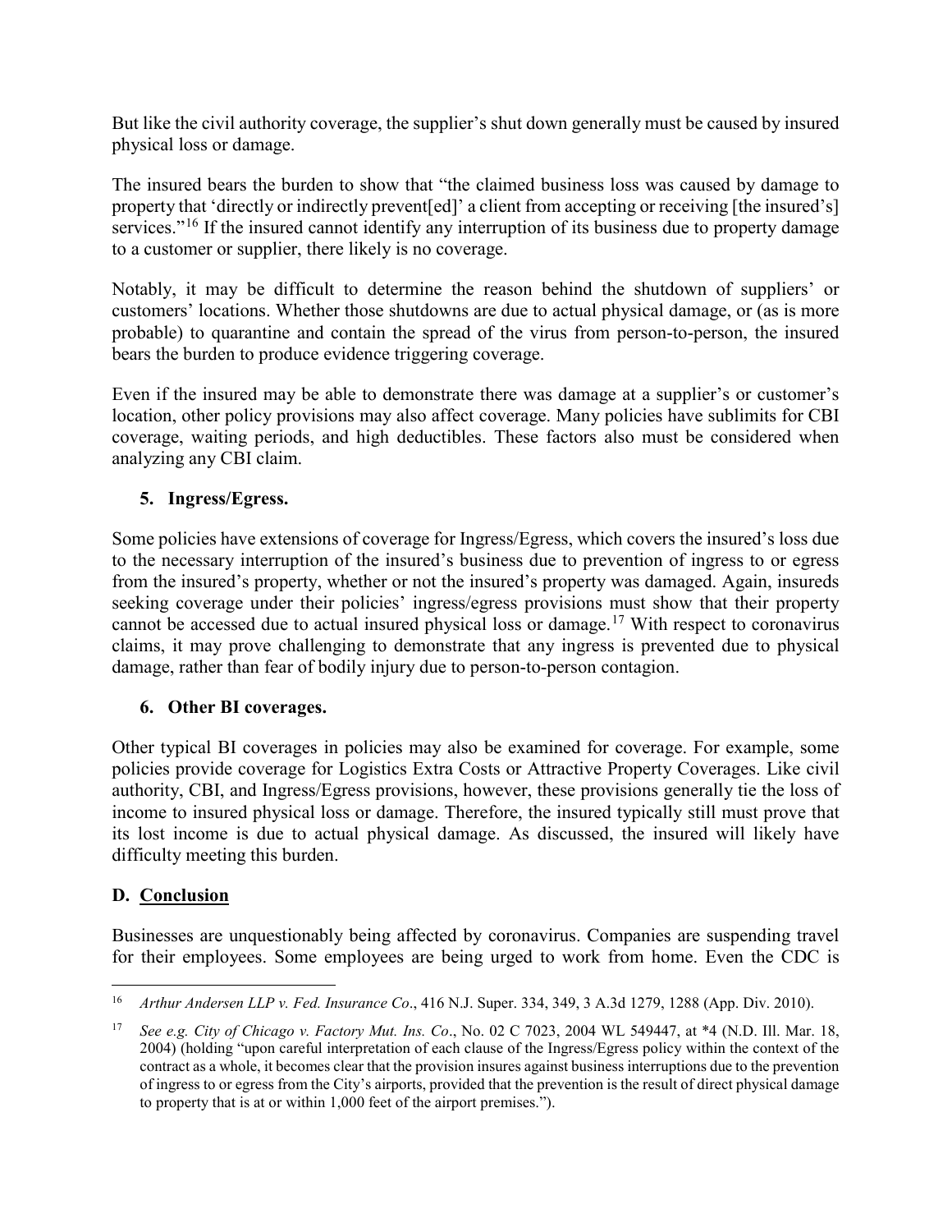But like the civil authority coverage, the supplier's shut down generally must be caused by insured physical loss or damage.

The insured bears the burden to show that "the claimed business loss was caused by damage to property that 'directly or indirectly prevent[ed]' a client from accepting or receiving [the insured's] services."[16] If the insured cannot identify any interruption of its business due to property damage to a customer or supplier, there likely is no coverage.

Notably, it may be difficult to determine the reason behind the shutdown of suppliers' or customers' locations. Whether those shutdowns are due to actual physical damage, or (as is more probable) to quarantine and contain the spread of the virus from person-to-person, the insured bears the burden to produce evidence triggering coverage.

Even if the insured may be able to demonstrate there was damage at a supplier's or customer's location, other policy provisions may also affect coverage. Many policies have sublimits for CBI coverage, waiting periods, and high deductibles. These factors also must be considered when analyzing any CBI claim.

### 5. Ingress/Egress.

Some policies have extensions of coverage for Ingress/Egress, which covers the insured's loss due to the necessary interruption of the insured's business due to prevention of ingress to or egress from the insured's property, whether or not the insured's property was damaged. Again, insureds seeking coverage under their policies' ingress/egress provisions must show that their property cannot be accessed due to actual insured physical loss or damage.[17] With respect to coronavirus claims, it may prove challenging to demonstrate that any ingress is prevented due to physical damage, rather than fear of bodily injury due to person-to-person contagion.

### 6. Other BI coverages.

Other typical BI coverages in policies may also be examined for coverage. For example, some policies provide coverage for Logistics Extra Costs or Attractive Property Coverages. Like civil authority, CBI, and Ingress/Egress provisions, however, these provisions generally tie the loss of income to insured physical loss or damage. Therefore, the insured typically still must prove that its lost income is due to actual physical damage. As discussed, the insured will likely have difficulty meeting this burden.

## D. Conclusion

Businesses are unquestionably being affected by coronavirus. Companies are suspending travel for their employees. Some employees are being urged to work from home. Even the CDC is

---

[16] *Arthur Andersen LLP v. Fed. Insurance Co*., 416 N.J. Super. 334, 349, 3 A.3d 1279, 1288 (App. Div. 2010).

[17] *See e.g. City of Chicago v. Factory Mut. Ins. Co*., No. 02 C 7023, 2004 WL 549447, at *4 (N.D. Ill. Mar. 18, 2004) (holding "upon careful interpretation of each clause of the Ingress/Egress policy within the context of the contract as a whole, it becomes clear that the provision insures against business interruptions due to the prevention of ingress to or egress from the City's airports, provided that the prevention is the result of direct physical damage to property that is at or within 1,000 feet of the airport premises.").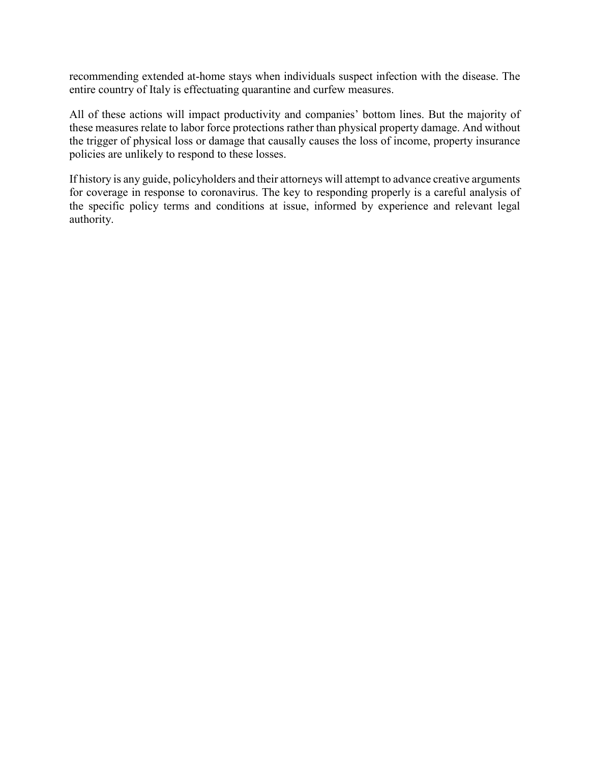recommending extended at-home stays when individuals suspect infection with the disease. The entire country of Italy is effectuating quarantine and curfew measures.

All of these actions will impact productivity and companies' bottom lines. But the majority of these measures relate to labor force protections rather than physical property damage. And without the trigger of physical loss or damage that causally causes the loss of income, property insurance policies are unlikely to respond to these losses.

If history is any guide, policyholders and their attorneys will attempt to advance creative arguments for coverage in response to coronavirus. The key to responding properly is a careful analysis of the specific policy terms and conditions at issue, informed by experience and relevant legal authority.